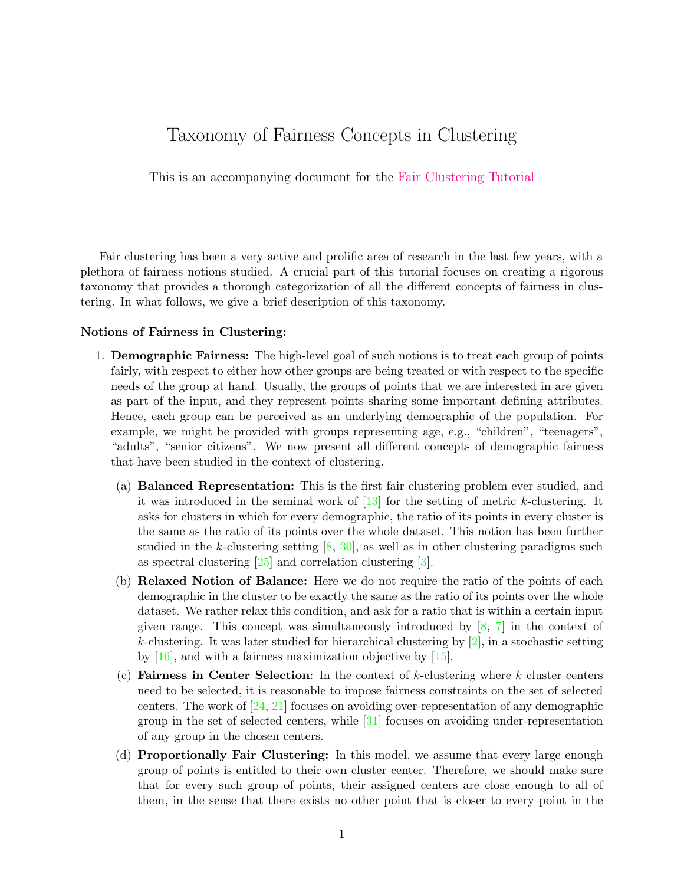# Taxonomy of Fairness Concepts in Clustering

This is an accompanying document for the Fair Clustering Tutorial

Fair clustering has been a very active and prolific area of research in the last few years, with a plethora of fairness notions studied. A crucial part of this tutorial focuses on creating a rigorous taxonomy that provides a thorough categorization of all the different concepts of fairness in clustering. In what follows, we give a brief description of this taxonomy.

**Notions of Fairness in Clustering:**

1. **Demographic Fairness:** The high-level goal of such notions is to treat each group of points fairly, with respect to either how other groups are being treated or with respect to the specific needs of the group at hand. Usually, the groups of points that we are interested in are given as part of the input, and they represent points sharing some important defining attributes. Hence, each group can be perceived as an underlying demographic of the population. For example, we might be provided with groups representing age, e.g., "children", "teenagers", "adults", "senior citizens". We now present all different concepts of demographic fairness that have been studied in the context of clustering.

   (a) **Balanced Representation:** This is the first fair clustering problem ever studied, and it was introduced in the seminal work of [13] for the setting of metric $k$-clustering. It asks for clusters in which for every demographic, the ratio of its points in every cluster is the same as the ratio of its points over the whole dataset. This notion has been further studied in the $k$-clustering setting [8, 30], as well as in other clustering paradigms such as spectral clustering [25] and correlation clustering [3].

   (b) **Relaxed Notion of Balance:** Here we do not require the ratio of the points of each demographic in the cluster to be exactly the same as the ratio of its points over the whole dataset. We rather relax this condition, and ask for a ratio that is within a certain input given range. This concept was simultaneously introduced by [8, 7] in the context of $k$-clustering. It was later studied for hierarchical clustering by [2], in a stochastic setting by [16], and with a fairness maximization objective by [15].

   (c) **Fairness in Center Selection**: In the context of $k$-clustering where $k$ cluster centers need to be selected, it is reasonable to impose fairness constraints on the set of selected centers. The work of [24, 21] focuses on avoiding over-representation of any demographic group in the set of selected centers, while [31] focuses on avoiding under-representation of any group in the chosen centers.

   (d) **Proportionally Fair Clustering:** In this model, we assume that every large enough group of points is entitled to their own cluster center. Therefore, we should make sure that for every such group of points, their assigned centers are close enough to all of them, in the sense that there exists no other point that is closer to every point in the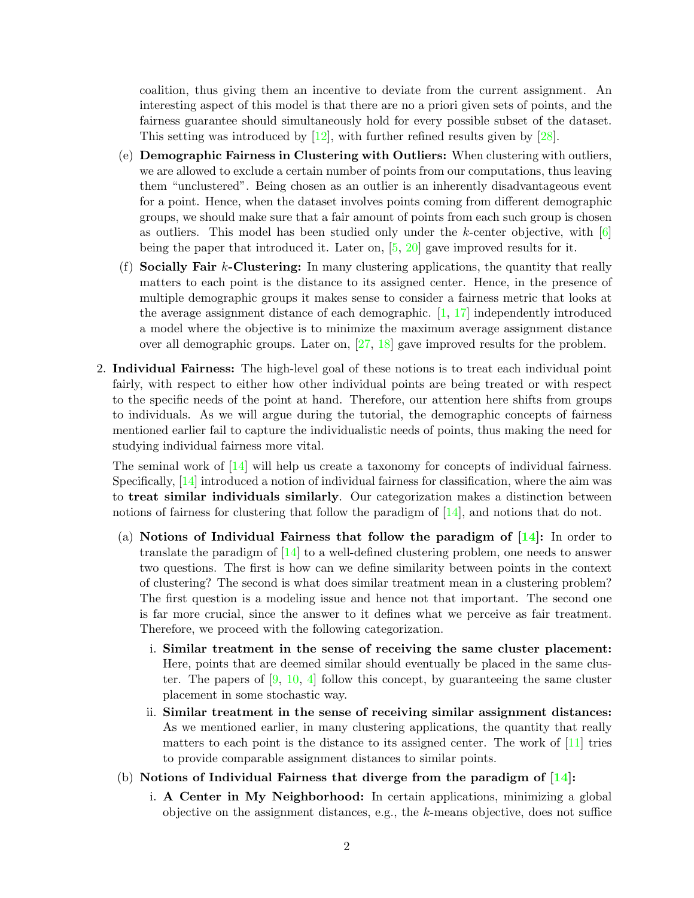coalition, thus giving them an incentive to deviate from the current assignment. An interesting aspect of this model is that there are no a priori given sets of points, and the fairness guarantee should simultaneously hold for every possible subset of the dataset. This setting was introduced by [12], with further refined results given by [28].

(e) **Demographic Fairness in Clustering with Outliers:** When clustering with outliers, we are allowed to exclude a certain number of points from our computations, thus leaving them "unclustered". Being chosen as an outlier is an inherently disadvantageous event for a point. Hence, when the dataset involves points coming from different demographic groups, we should make sure that a fair amount of points from each such group is chosen as outliers. This model has been studied only under the $k$-center objective, with [6] being the paper that introduced it. Later on, [5, 20] gave improved results for it.

(f) **Socially Fair $k$-Clustering:** In many clustering applications, the quantity that really matters to each point is the distance to its assigned center. Hence, in the presence of multiple demographic groups it makes sense to consider a fairness metric that looks at the average assignment distance of each demographic. [1, 17] independently introduced a model where the objective is to minimize the maximum average assignment distance over all demographic groups. Later on, [27, 18] gave improved results for the problem.

2. **Individual Fairness:** The high-level goal of these notions is to treat each individual point fairly, with respect to either how other individual points are being treated or with respect to the specific needs of the point at hand. Therefore, our attention here shifts from groups to individuals. As we will argue during the tutorial, the demographic concepts of fairness mentioned earlier fail to capture the individualistic needs of points, thus making the need for studying individual fairness more vital.

   The seminal work of [14] will help us create a taxonomy for concepts of individual fairness. Specifically, [14] introduced a notion of individual fairness for classification, where the aim was to **treat similar individuals similarly**. Our categorization makes a distinction between notions of fairness for clustering that follow the paradigm of [14], and notions that do not.

   (a) **Notions of Individual Fairness that follow the paradigm of [14]:** In order to translate the paradigm of [14] to a well-defined clustering problem, one needs to answer two questions. The first is how can we define similarity between points in the context of clustering? The second is what does similar treatment mean in a clustering problem? The first question is a modeling issue and hence not that important. The second one is far more crucial, since the answer to it defines what we perceive as fair treatment. Therefore, we proceed with the following categorization.

      i. **Similar treatment in the sense of receiving the same cluster placement:** Here, points that are deemed similar should eventually be placed in the same cluster. The papers of [9, 10, 4] follow this concept, by guaranteeing the same cluster placement in some stochastic way.

      ii. **Similar treatment in the sense of receiving similar assignment distances:** As we mentioned earlier, in many clustering applications, the quantity that really matters to each point is the distance to its assigned center. The work of [11] tries to provide comparable assignment distances to similar points.

   (b) **Notions of Individual Fairness that diverge from the paradigm of [14]:**

      i. **A Center in My Neighborhood:** In certain applications, minimizing a global objective on the assignment distances, e.g., the $k$-means objective, does not suffice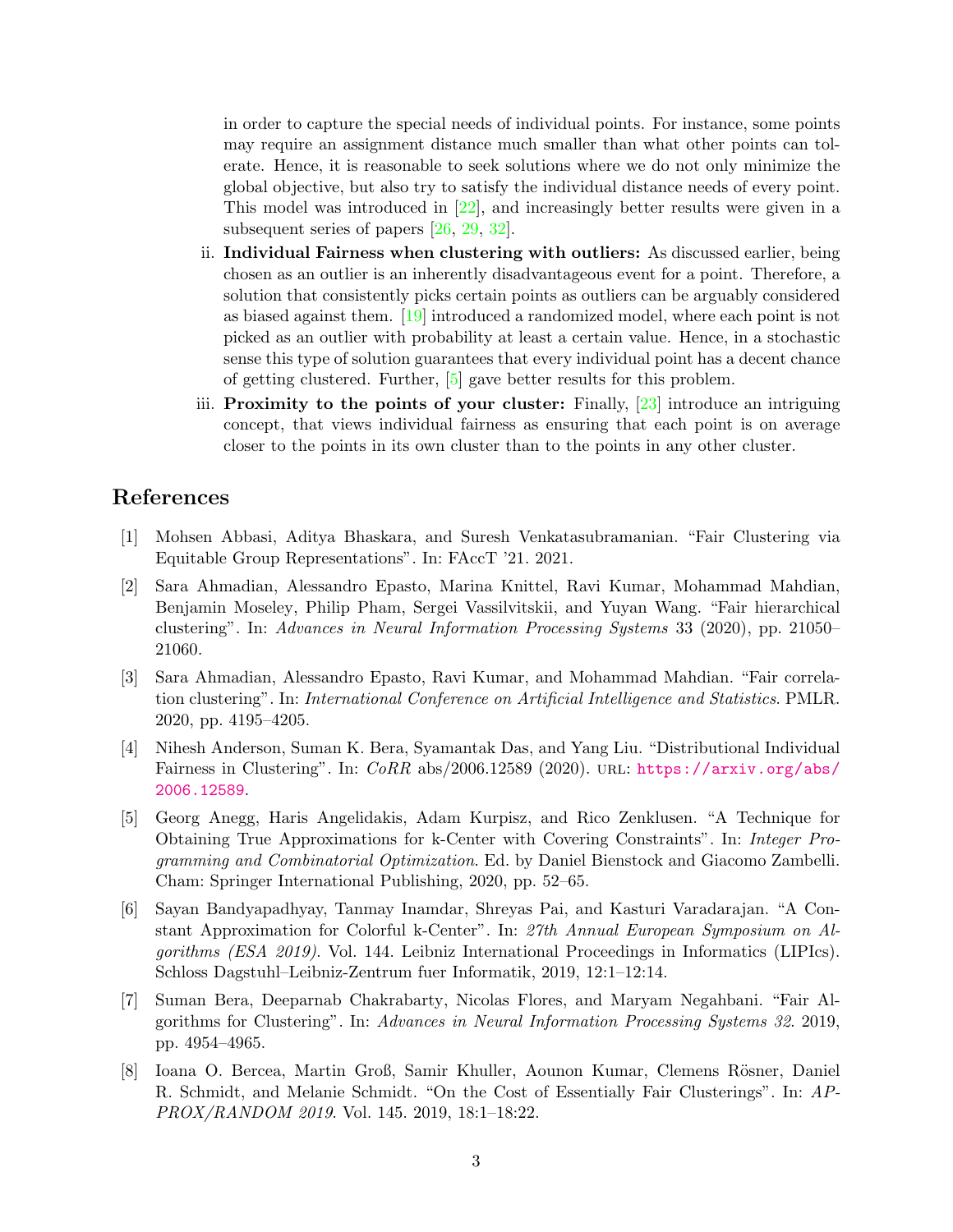in order to capture the special needs of individual points. For instance, some points may require an assignment distance much smaller than what other points can tolerate. Hence, it is reasonable to seek solutions where we do not only minimize the global objective, but also try to satisfy the individual distance needs of every point. This model was introduced in [22], and increasingly better results were given in a subsequent series of papers [26, 29, 32].

ii. **Individual Fairness when clustering with outliers:** As discussed earlier, being chosen as an outlier is an inherently disadvantageous event for a point. Therefore, a solution that consistently picks certain points as outliers can be arguably considered as biased against them. [19] introduced a randomized model, where each point is not picked as an outlier with probability at least a certain value. Hence, in a stochastic sense this type of solution guarantees that every individual point has a decent chance of getting clustered. Further, [5] gave better results for this problem.

iii. **Proximity to the points of your cluster:** Finally, [23] introduce an intriguing concept, that views individual fairness as ensuring that each point is on average closer to the points in its own cluster than to the points in any other cluster.

## References

[1] Mohsen Abbasi, Aditya Bhaskara, and Suresh Venkatasubramanian. "Fair Clustering via Equitable Group Representations". In: FAccT '21. 2021.

[2] Sara Ahmadian, Alessandro Epasto, Marina Knittel, Ravi Kumar, Mohammad Mahdian, Benjamin Moseley, Philip Pham, Sergei Vassilvitskii, and Yuyan Wang. "Fair hierarchical clustering". In: *Advances in Neural Information Processing Systems* 33 (2020), pp. 21050–21060.

[3] Sara Ahmadian, Alessandro Epasto, Ravi Kumar, and Mohammad Mahdian. "Fair correlation clustering". In: *International Conference on Artificial Intelligence and Statistics*. PMLR. 2020, pp. 4195–4205.

[4] Nihesh Anderson, Suman K. Bera, Syamantak Das, and Yang Liu. "Distributional Individual Fairness in Clustering". In: *CoRR* abs/2006.12589 (2020). URL: https://arxiv.org/abs/2006.12589.

[5] Georg Anegg, Haris Angelidakis, Adam Kurpisz, and Rico Zenklusen. "A Technique for Obtaining True Approximations for k-Center with Covering Constraints". In: *Integer Programming and Combinatorial Optimization*. Ed. by Daniel Bienstock and Giacomo Zambelli. Cham: Springer International Publishing, 2020, pp. 52–65.

[6] Sayan Bandyapadhyay, Tanmay Inamdar, Shreyas Pai, and Kasturi Varadarajan. "A Constant Approximation for Colorful k-Center". In: *27th Annual European Symposium on Algorithms (ESA 2019)*. Vol. 144. Leibniz International Proceedings in Informatics (LIPIcs). Schloss Dagstuhl–Leibniz-Zentrum fuer Informatik, 2019, 12:1–12:14.

[7] Suman Bera, Deeparnab Chakrabarty, Nicolas Flores, and Maryam Negahbani. "Fair Algorithms for Clustering". In: *Advances in Neural Information Processing Systems 32*. 2019, pp. 4954–4965.

[8] Ioana O. Bercea, Martin Groß, Samir Khuller, Aounon Kumar, Clemens Rösner, Daniel R. Schmidt, and Melanie Schmidt. "On the Cost of Essentially Fair Clusterings". In: *APPROX/RANDOM 2019*. Vol. 145. 2019, 18:1–18:22.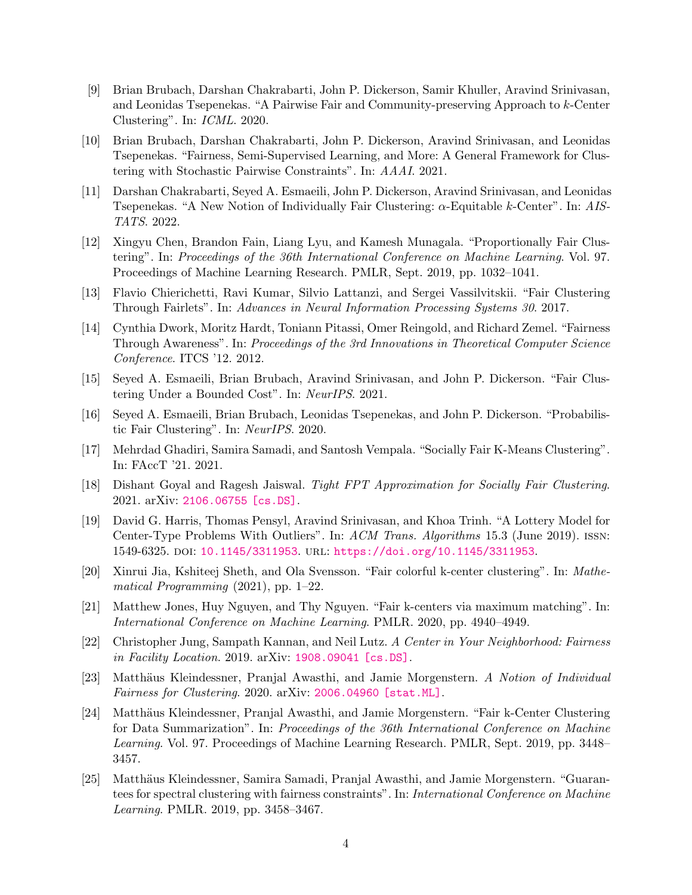[9] Brian Brubach, Darshan Chakrabarti, John P. Dickerson, Samir Khuller, Aravind Srinivasan, and Leonidas Tsepenekas. "A Pairwise Fair and Community-preserving Approach to $k$-Center Clustering". In: *ICML*. 2020.

[10] Brian Brubach, Darshan Chakrabarti, John P. Dickerson, Aravind Srinivasan, and Leonidas Tsepenekas. "Fairness, Semi-Supervised Learning, and More: A General Framework for Clustering with Stochastic Pairwise Constraints". In: *AAAI*. 2021.

[11] Darshan Chakrabarti, Seyed A. Esmaeili, John P. Dickerson, Aravind Srinivasan, and Leonidas Tsepenekas. "A New Notion of Individually Fair Clustering: $\alpha$-Equitable $k$-Center". In: *AISTATS*. 2022.

[12] Xingyu Chen, Brandon Fain, Liang Lyu, and Kamesh Munagala. "Proportionally Fair Clustering". In: *Proceedings of the 36th International Conference on Machine Learning*. Vol. 97. Proceedings of Machine Learning Research. PMLR, Sept. 2019, pp. 1032–1041.

[13] Flavio Chierichetti, Ravi Kumar, Silvio Lattanzi, and Sergei Vassilvitskii. "Fair Clustering Through Fairlets". In: *Advances in Neural Information Processing Systems 30*. 2017.

[14] Cynthia Dwork, Moritz Hardt, Toniann Pitassi, Omer Reingold, and Richard Zemel. "Fairness Through Awareness". In: *Proceedings of the 3rd Innovations in Theoretical Computer Science Conference*. ITCS '12. 2012.

[15] Seyed A. Esmaeili, Brian Brubach, Aravind Srinivasan, and John P. Dickerson. "Fair Clustering Under a Bounded Cost". In: *NeurIPS*. 2021.

[16] Seyed A. Esmaeili, Brian Brubach, Leonidas Tsepenekas, and John P. Dickerson. "Probabilistic Fair Clustering". In: *NeurIPS*. 2020.

[17] Mehrdad Ghadiri, Samira Samadi, and Santosh Vempala. "Socially Fair K-Means Clustering". In: FAccT '21. 2021.

[18] Dishant Goyal and Ragesh Jaiswal. *Tight FPT Approximation for Socially Fair Clustering*. 2021. arXiv: 2106.06755 [cs.DS].

[19] David G. Harris, Thomas Pensyl, Aravind Srinivasan, and Khoa Trinh. "A Lottery Model for Center-Type Problems With Outliers". In: *ACM Trans. Algorithms* 15.3 (June 2019). ISSN: 1549-6325. DOI: 10.1145/3311953. URL: https://doi.org/10.1145/3311953.

[20] Xinrui Jia, Kshiteej Sheth, and Ola Svensson. "Fair colorful k-center clustering". In: *Mathematical Programming* (2021), pp. 1–22.

[21] Matthew Jones, Huy Nguyen, and Thy Nguyen. "Fair k-centers via maximum matching". In: *International Conference on Machine Learning*. PMLR. 2020, pp. 4940–4949.

[22] Christopher Jung, Sampath Kannan, and Neil Lutz. *A Center in Your Neighborhood: Fairness in Facility Location*. 2019. arXiv: 1908.09041 [cs.DS].

[23] Matthäus Kleindessner, Pranjal Awasthi, and Jamie Morgenstern. *A Notion of Individual Fairness for Clustering*. 2020. arXiv: 2006.04960 [stat.ML].

[24] Matthäus Kleindessner, Pranjal Awasthi, and Jamie Morgenstern. "Fair k-Center Clustering for Data Summarization". In: *Proceedings of the 36th International Conference on Machine Learning*. Vol. 97. Proceedings of Machine Learning Research. PMLR, Sept. 2019, pp. 3448–3457.

[25] Matthäus Kleindessner, Samira Samadi, Pranjal Awasthi, and Jamie Morgenstern. "Guarantees for spectral clustering with fairness constraints". In: *International Conference on Machine Learning*. PMLR. 2019, pp. 3458–3467.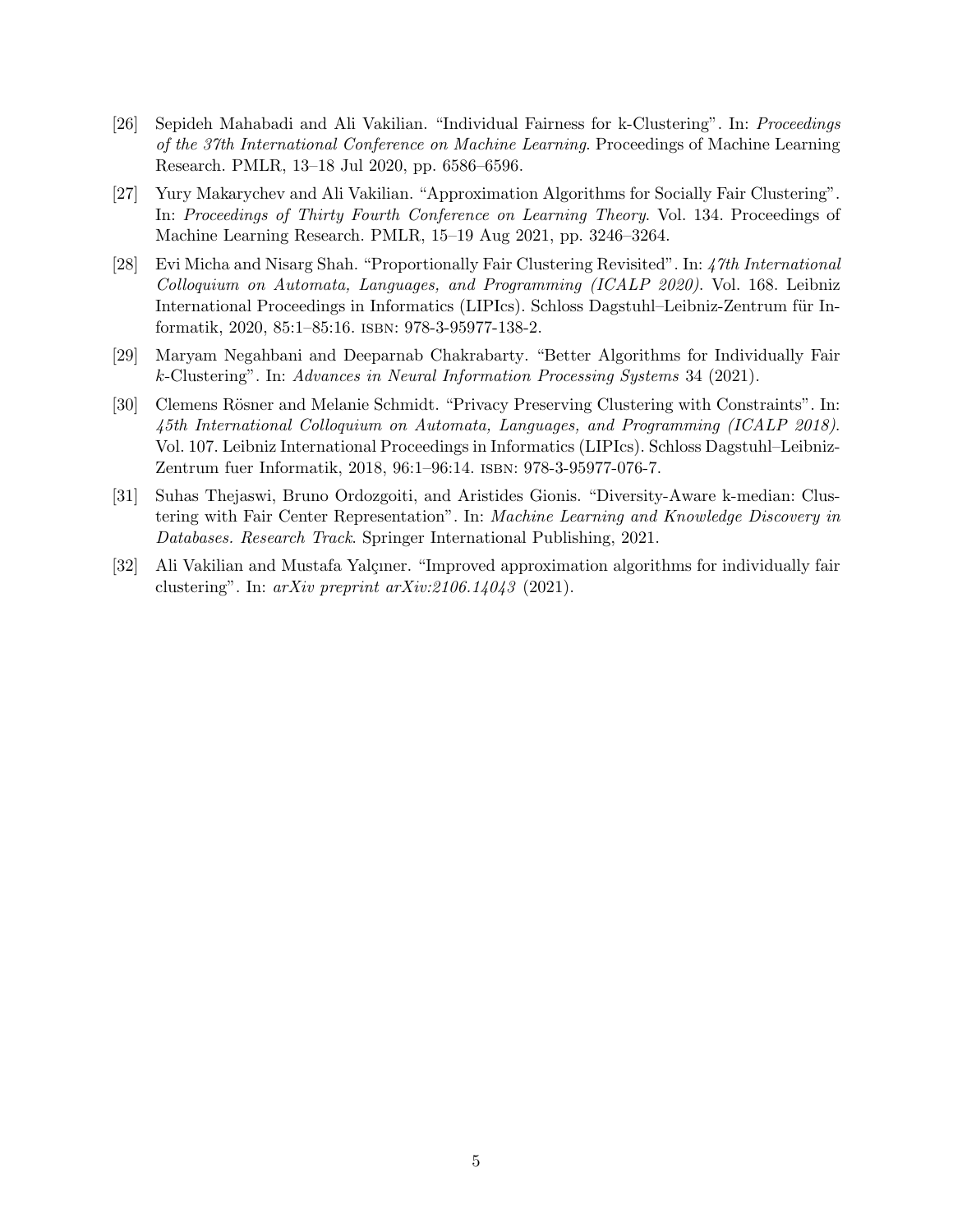[26] Sepideh Mahabadi and Ali Vakilian. "Individual Fairness for k-Clustering". In: *Proceedings of the 37th International Conference on Machine Learning*. Proceedings of Machine Learning Research. PMLR, 13–18 Jul 2020, pp. 6586–6596.

[27] Yury Makarychev and Ali Vakilian. "Approximation Algorithms for Socially Fair Clustering". In: *Proceedings of Thirty Fourth Conference on Learning Theory*. Vol. 134. Proceedings of Machine Learning Research. PMLR, 15–19 Aug 2021, pp. 3246–3264.

[28] Evi Micha and Nisarg Shah. "Proportionally Fair Clustering Revisited". In: *47th International Colloquium on Automata, Languages, and Programming (ICALP 2020)*. Vol. 168. Leibniz International Proceedings in Informatics (LIPIcs). Schloss Dagstuhl–Leibniz-Zentrum für Informatik, 2020, 85:1–85:16. ISBN: 978-3-95977-138-2.

[29] Maryam Negahbani and Deeparnab Chakrabarty. "Better Algorithms for Individually Fair $k$-Clustering". In: *Advances in Neural Information Processing Systems* 34 (2021).

[30] Clemens Rösner and Melanie Schmidt. "Privacy Preserving Clustering with Constraints". In: *45th International Colloquium on Automata, Languages, and Programming (ICALP 2018)*. Vol. 107. Leibniz International Proceedings in Informatics (LIPIcs). Schloss Dagstuhl–Leibniz-Zentrum fuer Informatik, 2018, 96:1–96:14. ISBN: 978-3-95977-076-7.

[31] Suhas Thejaswi, Bruno Ordozgoiti, and Aristides Gionis. "Diversity-Aware k-median: Clustering with Fair Center Representation". In: *Machine Learning and Knowledge Discovery in Databases. Research Track*. Springer International Publishing, 2021.

[32] Ali Vakilian and Mustafa Yalçıner. "Improved approximation algorithms for individually fair clustering". In: *arXiv preprint arXiv:2106.14043* (2021).